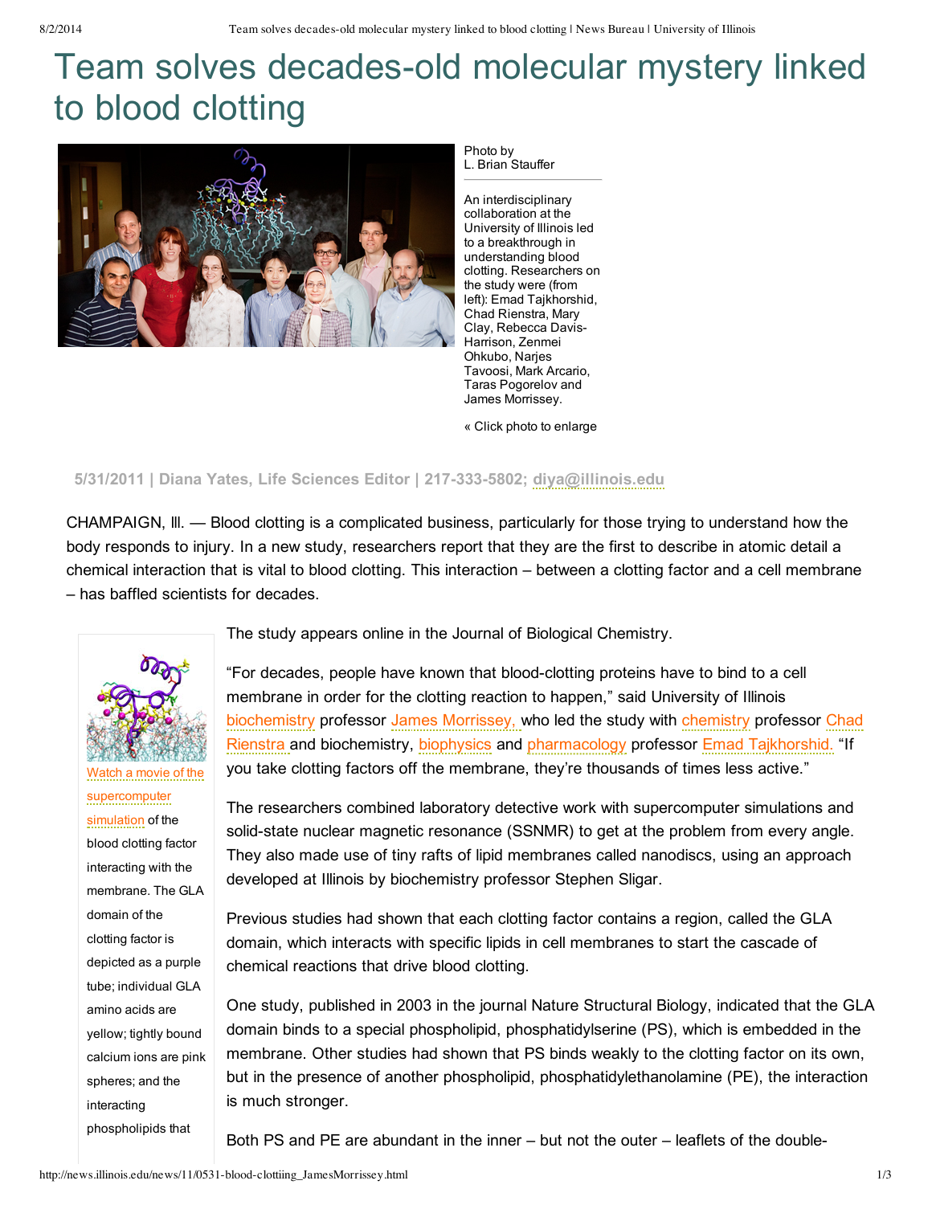# Team solves decades-old molecular mystery linked to blood clotting

Photo by L. Brian Stauffer

An interdisciplinary collaboration at the University of Illinois led to a breakthrough in understanding blood clotting. Researchers on the study were (from left): Emad Tajkhorshid, Chad Rienstra, Mary Clay, Rebecca Davis-Harrison, Zenmei Ohkubo, Narjes Tavoosi, Mark Arcario, Taras Pogorelov and James Morrissey.

« Click photo to enlarge

**5/31/2011 | Diana Yates, Life Sciences Editor | 217-333-5802; diya@illinois.edu**

CHAMPAIGN, lll. — Blood clotting is a complicated business, particularly for those trying to understand how the body responds to injury. In a new study, researchers report that they are the first to describe in atomic detail a chemical interaction that is vital to blood clotting. This interaction – between a clotting factor and a cell membrane – has baffled scientists for decades.

Watch a movie of the supercomputer simulation of the blood clotting factor interacting with the membrane. The GLA domain of the clotting factor is depicted as a purple tube; individual GLA amino acids are yellow; tightly bound calcium ions are pink spheres; and the interacting phospholipids that

The study appears online in the Journal of Biological Chemistry.

"For decades, people have known that blood-clotting proteins have to bind to a cell membrane in order for the clotting reaction to happen," said University of Illinois biochemistry professor James Morrissey, who led the study with chemistry professor Chad Rienstra and biochemistry, biophysics and pharmacology professor Emad Tajkhorshid. "If you take clotting factors off the membrane, they're thousands of times less active."

The researchers combined laboratory detective work with supercomputer simulations and solid-state nuclear magnetic resonance (SSNMR) to get at the problem from every angle. They also made use of tiny rafts of lipid membranes called nanodiscs, using an approach developed at Illinois by biochemistry professor Stephen Sligar.

Previous studies had shown that each clotting factor contains a region, called the GLA domain, which interacts with specific lipids in cell membranes to start the cascade of chemical reactions that drive blood clotting.

One study, published in 2003 in the journal Nature Structural Biology, indicated that the GLA domain binds to a special phospholipid, phosphatidylserine (PS), which is embedded in the membrane. Other studies had shown that PS binds weakly to the clotting factor on its own, but in the presence of another phospholipid, phosphatidylethanolamine (PE), the interaction is much stronger.

Both PS and PE are abundant in the inner – but not the outer – leaflets of the double-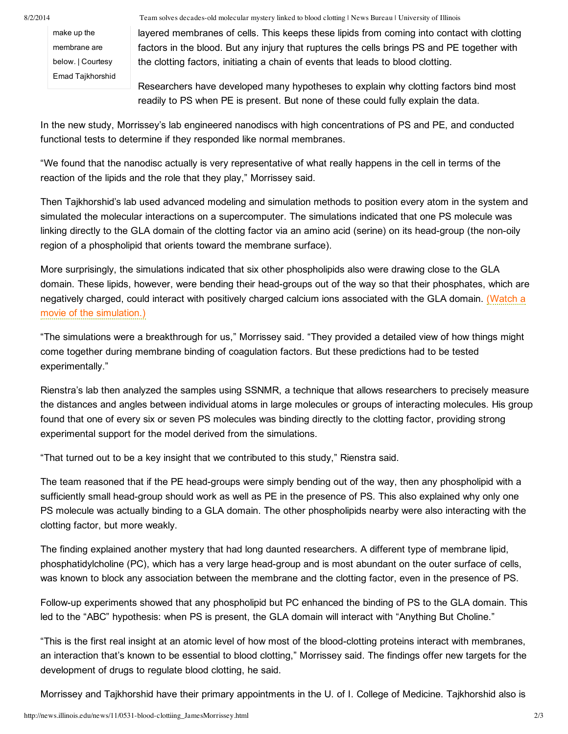make up the membrane are below. | Courtesy Emad Tajkhorshid

layered membranes of cells. This keeps these lipids from coming into contact with clotting factors in the blood. But any injury that ruptures the cells brings PS and PE together with the clotting factors, initiating a chain of events that leads to blood clotting.

Researchers have developed many hypotheses to explain why clotting factors bind most readily to PS when PE is present. But none of these could fully explain the data.

In the new study, Morrissey's lab engineered nanodiscs with high concentrations of PS and PE, and conducted functional tests to determine if they responded like normal membranes.

"We found that the nanodisc actually is very representative of what really happens in the cell in terms of the reaction of the lipids and the role that they play," Morrissey said.

Then Tajkhorshid's lab used advanced modeling and simulation methods to position every atom in the system and simulated the molecular interactions on a supercomputer. The simulations indicated that one PS molecule was linking directly to the GLA domain of the clotting factor via an amino acid (serine) on its head-group (the non-oily region of a phospholipid that orients toward the membrane surface).

More surprisingly, the simulations indicated that six other phospholipids also were drawing close to the GLA domain. These lipids, however, were bending their head-groups out of the way so that their phosphates, which are negatively charged, could interact with positively charged calcium ions associated with the GLA domain. (Watch a movie of the simulation.)

"The simulations were a breakthrough for us," Morrissey said. "They provided a detailed view of how things might come together during membrane binding of coagulation factors. But these predictions had to be tested experimentally."

Rienstra's lab then analyzed the samples using SSNMR, a technique that allows researchers to precisely measure the distances and angles between individual atoms in large molecules or groups of interacting molecules. His group found that one of every six or seven PS molecules was binding directly to the clotting factor, providing strong experimental support for the model derived from the simulations.

"That turned out to be a key insight that we contributed to this study," Rienstra said.

The team reasoned that if the PE head-groups were simply bending out of the way, then any phospholipid with a sufficiently small head-group should work as well as PE in the presence of PS. This also explained why only one PS molecule was actually binding to a GLA domain. The other phospholipids nearby were also interacting with the clotting factor, but more weakly.

The finding explained another mystery that had long daunted researchers. A different type of membrane lipid, phosphatidylcholine (PC), which has a very large head-group and is most abundant on the outer surface of cells, was known to block any association between the membrane and the clotting factor, even in the presence of PS.

Follow-up experiments showed that any phospholipid but PC enhanced the binding of PS to the GLA domain. This led to the "ABC" hypothesis: when PS is present, the GLA domain will interact with "Anything But Choline."

"This is the first real insight at an atomic level of how most of the blood-clotting proteins interact with membranes, an interaction that's known to be essential to blood clotting," Morrissey said. The findings offer new targets for the development of drugs to regulate blood clotting, he said.

Morrissey and Tajkhorshid have their primary appointments in the U. of I. College of Medicine. Tajkhorshid also is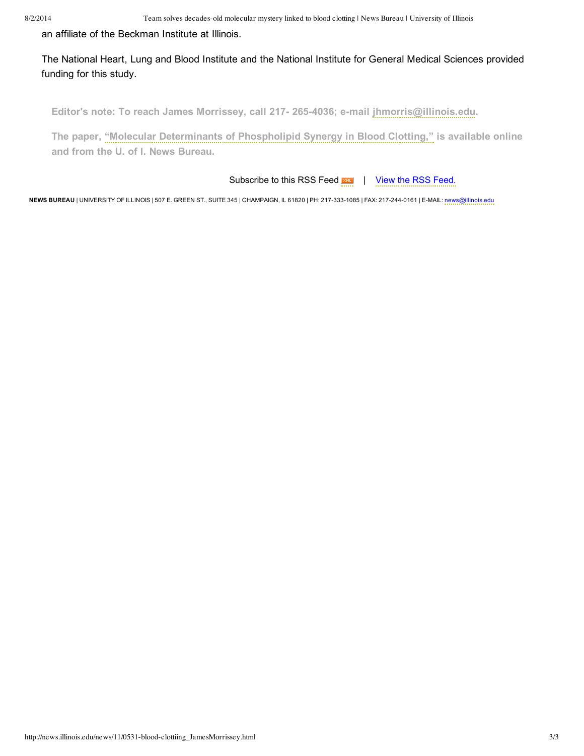an affiliate of the Beckman Institute at Illinois.

The National Heart, Lung and Blood Institute and the National Institute for General Medical Sciences provided funding for this study.

**Editor's note: To reach James Morrissey, call 217- 265-4036; e-mail jhmorris@illinois.edu.**

**The paper, "Molecular Determinants of Phospholipid Synergy in Blood Clotting," is available online and from the U. of I. News Bureau.**

Subscribe to this RSS Feed | View the RSS Feed.

**NEWS BUREAU** | UNIVERSITY OF ILLINOIS | 507 E. GREEN ST., SUITE 345 | CHAMPAIGN, IL 61820 | PH: 217-333-1085 | FAX: 217-244-0161 | E-MAIL: news@illinois.edu